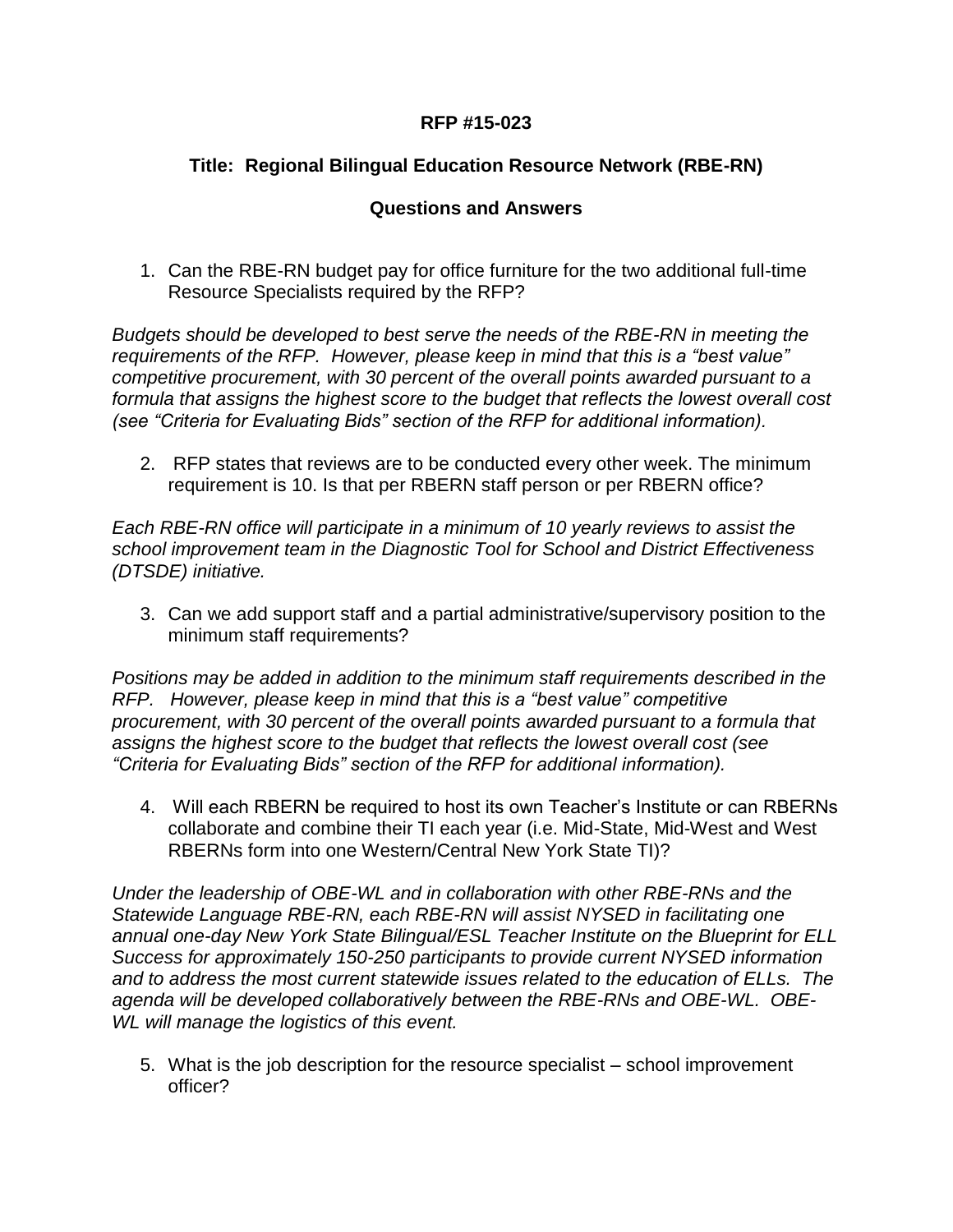**RFP #15-023**

**Title: Regional Bilingual Education Resource Network (RBE-RN)**

**Questions and Answers**

1. Can the RBE-RN budget pay for office furniture for the two additional full-time Resource Specialists required by the RFP?

*Budgets should be developed to best serve the needs of the RBE-RN in meeting the requirements of the RFP. However, please keep in mind that this is a "best value" competitive procurement, with 30 percent of the overall points awarded pursuant to a formula that assigns the highest score to the budget that reflects the lowest overall cost (see "Criteria for Evaluating Bids" section of the RFP for additional information).*

2. RFP states that reviews are to be conducted every other week. The minimum requirement is 10. Is that per RBERN staff person or per RBERN office?

*Each RBE-RN office will participate in a minimum of 10 yearly reviews to assist the school improvement team in the Diagnostic Tool for School and District Effectiveness (DTSDE) initiative.*

3. Can we add support staff and a partial administrative/supervisory position to the minimum staff requirements?

*Positions may be added in addition to the minimum staff requirements described in the RFP. However, please keep in mind that this is a "best value" competitive procurement, with 30 percent of the overall points awarded pursuant to a formula that assigns the highest score to the budget that reflects the lowest overall cost (see "Criteria for Evaluating Bids" section of the RFP for additional information).*

4. Will each RBERN be required to host its own Teacher's Institute or can RBERNs collaborate and combine their TI each year (i.e. Mid-State, Mid-West and West RBERNs form into one Western/Central New York State TI)?

*Under the leadership of OBE-WL and in collaboration with other RBE-RNs and the Statewide Language RBE-RN, each RBE-RN will assist NYSED in facilitating one annual one-day New York State Bilingual/ESL Teacher Institute on the Blueprint for ELL Success for approximately 150-250 participants to provide current NYSED information and to address the most current statewide issues related to the education of ELLs. The agenda will be developed collaboratively between the RBE-RNs and OBE-WL. OBE-WL will manage the logistics of this event.*

5. What is the job description for the resource specialist – school improvement officer?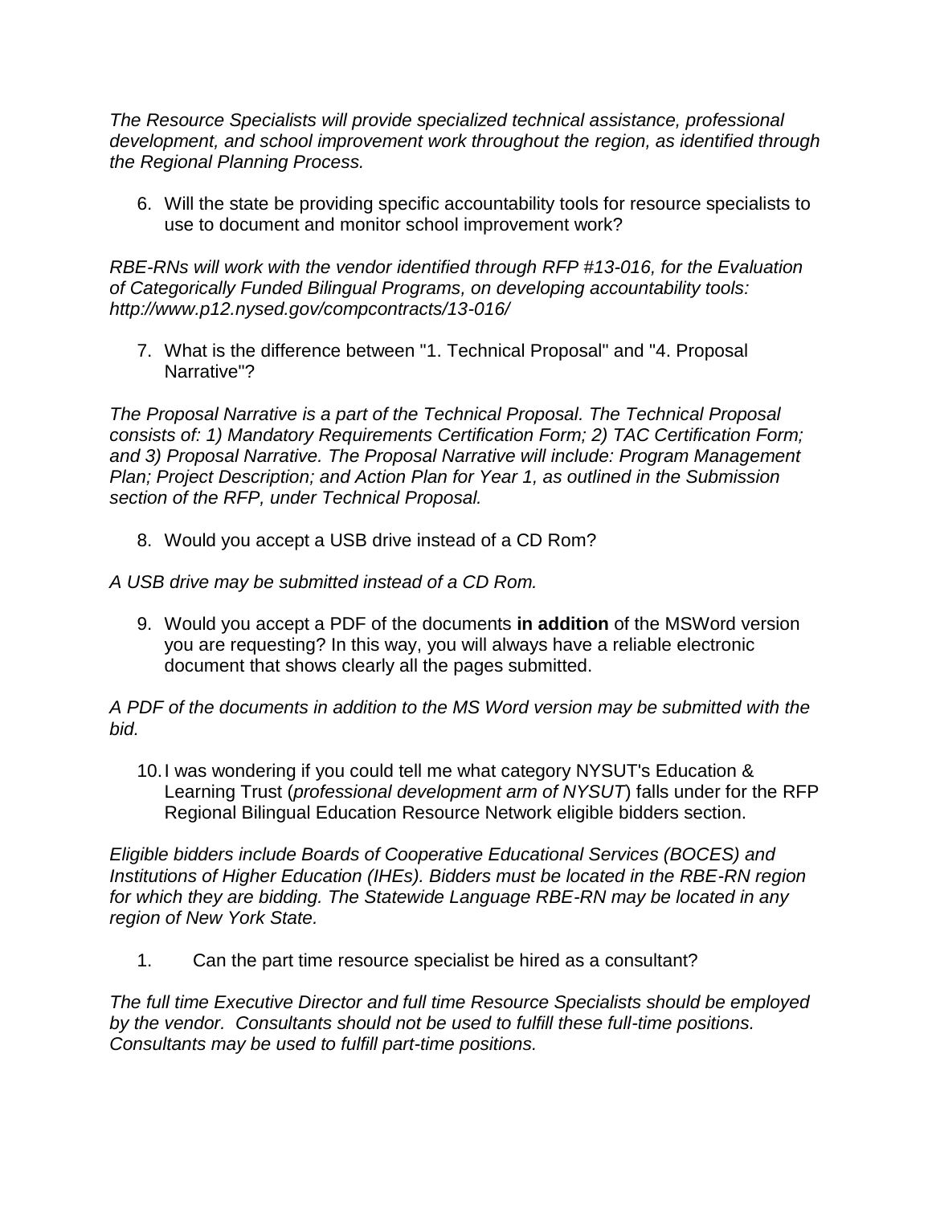*The Resource Specialists will provide specialized technical assistance, professional development, and school improvement work throughout the region, as identified through the Regional Planning Process.*

6. Will the state be providing specific accountability tools for resource specialists to use to document and monitor school improvement work?

*RBE-RNs will work with the vendor identified through RFP #13-016, for the Evaluation of Categorically Funded Bilingual Programs, on developing accountability tools: http://www.p12.nysed.gov/compcontracts/13-016/*

7. What is the difference between "1. Technical Proposal" and "4. Proposal Narrative"?

*The Proposal Narrative is a part of the Technical Proposal. The Technical Proposal consists of: 1) Mandatory Requirements Certification Form; 2) TAC Certification Form; and 3) Proposal Narrative. The Proposal Narrative will include: Program Management Plan; Project Description; and Action Plan for Year 1, as outlined in the Submission section of the RFP, under Technical Proposal.*

8. Would you accept a USB drive instead of a CD Rom?

*A USB drive may be submitted instead of a CD Rom.*

9. Would you accept a PDF of the documents **in addition** of the MSWord version you are requesting? In this way, you will always have a reliable electronic document that shows clearly all the pages submitted.

*A PDF of the documents in addition to the MS Word version may be submitted with the bid.*

10. I was wondering if you could tell me what category NYSUT's Education & Learning Trust (*professional development arm of NYSUT*) falls under for the RFP Regional Bilingual Education Resource Network eligible bidders section.

*Eligible bidders include Boards of Cooperative Educational Services (BOCES) and Institutions of Higher Education (IHEs). Bidders must be located in the RBE-RN region for which they are bidding. The Statewide Language RBE-RN may be located in any region of New York State.*

1. Can the part time resource specialist be hired as a consultant?

*The full time Executive Director and full time Resource Specialists should be employed by the vendor. Consultants should not be used to fulfill these full-time positions. Consultants may be used to fulfill part-time positions.*